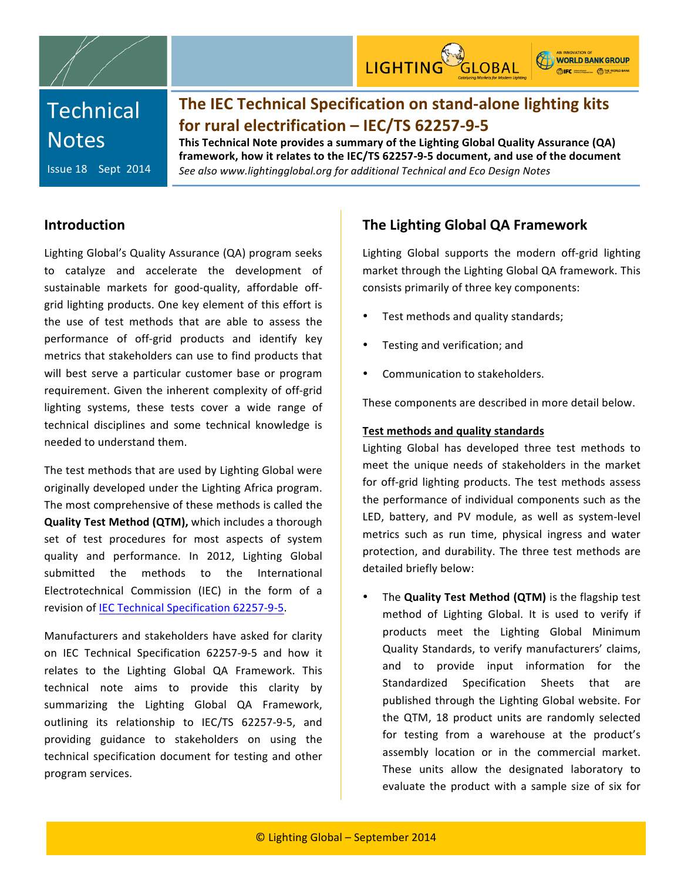Technical Notes

Issue 18 Sept 2014

# The IEC Technical Specification on stand-alone lighting kits for rural electrification – IEC/TS 62257-9-5

**This Technical Note provides a summary of the Lighting Global Quality Assurance (QA) framework, how it relates to the IEC/TS 62257-9-5 document, and use of the document**

*See also www.lightingglobal.org for additional Technical and Eco Design Notes*

## Introduction

Lighting Global's Quality Assurance (QA) program seeks to catalyze and accelerate the development of sustainable markets for good-quality, affordable off-grid lighting products. One key element of this effort is the use of test methods that are able to assess the performance of off-grid products and identify key metrics that stakeholders can use to find products that will best serve a particular customer base or program requirement. Given the inherent complexity of off-grid lighting systems, these tests cover a wide range of technical disciplines and some technical knowledge is needed to understand them.

The test methods that are used by Lighting Global were originally developed under the Lighting Africa program. The most comprehensive of these methods is called the **Quality Test Method (QTM),** which includes a thorough set of test procedures for most aspects of system quality and performance. In 2012, Lighting Global submitted the methods to the International Electrotechnical Commission (IEC) in the form of a revision of IEC Technical Specification 62257-9-5.

Manufacturers and stakeholders have asked for clarity on IEC Technical Specification 62257-9-5 and how it relates to the Lighting Global QA Framework. This technical note aims to provide this clarity by summarizing the Lighting Global QA Framework, outlining its relationship to IEC/TS 62257-9-5, and providing guidance to stakeholders on using the technical specification document for testing and other program services.

## The Lighting Global QA Framework

Lighting Global supports the modern off-grid lighting market through the Lighting Global QA framework. This consists primarily of three key components:

- Test methods and quality standards;
- Testing and verification; and
- Communication to stakeholders.

These components are described in more detail below.

**Test methods and quality standards**

Lighting Global has developed three test methods to meet the unique needs of stakeholders in the market for off-grid lighting products. The test methods assess the performance of individual components such as the LED, battery, and PV module, as well as system-level metrics such as run time, physical ingress and water protection, and durability. The three test methods are detailed briefly below:

- The **Quality Test Method (QTM)** is the flagship test method of Lighting Global. It is used to verify if products meet the Lighting Global Minimum Quality Standards, to verify manufacturers' claims, and to provide input information for the Standardized Specification Sheets that are published through the Lighting Global website. For the QTM, 18 product units are randomly selected for testing from a warehouse at the product's assembly location or in the commercial market. These units allow the designated laboratory to evaluate the product with a sample size of six for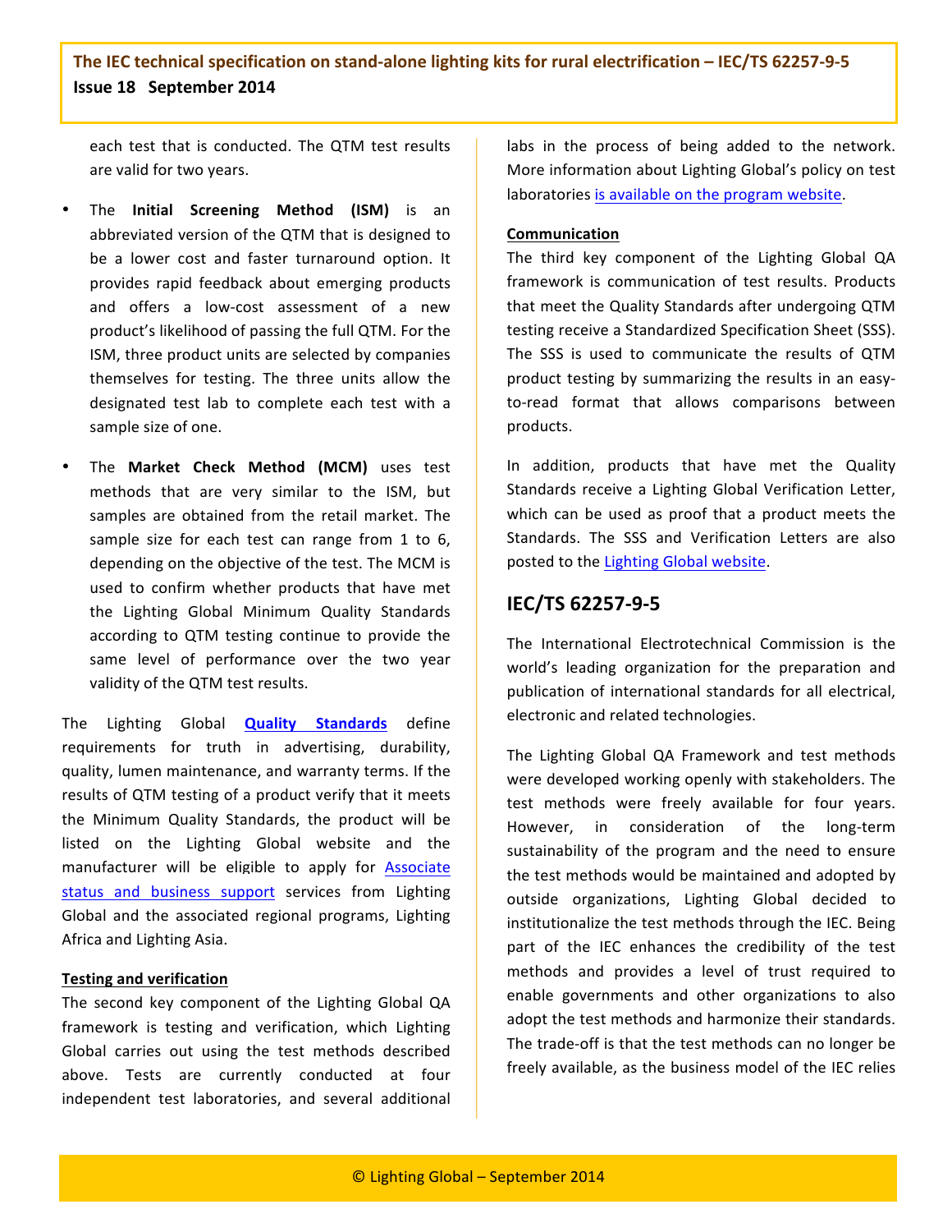each test that is conducted. The QTM test results are valid for two years.

- The **Initial Screening Method (ISM)** is an abbreviated version of the QTM that is designed to be a lower cost and faster turnaround option. It provides rapid feedback about emerging products and offers a low-cost assessment of a new product's likelihood of passing the full QTM. For the ISM, three product units are selected by companies themselves for testing. The three units allow the designated test lab to complete each test with a sample size of one.

- The **Market Check Method (MCM)** uses test methods that are very similar to the ISM, but samples are obtained from the retail market. The sample size for each test can range from 1 to 6, depending on the objective of the test. The MCM is used to confirm whether products that have met the Lighting Global Minimum Quality Standards according to QTM testing continue to provide the same level of performance over the two year validity of the QTM test results.

The Lighting Global **Quality Standards** define requirements for truth in advertising, durability, quality, lumen maintenance, and warranty terms. If the results of QTM testing of a product verify that it meets the Minimum Quality Standards, the product will be listed on the Lighting Global website and the manufacturer will be eligible to apply for Associate status and business support services from Lighting Global and the associated regional programs, Lighting Africa and Lighting Asia.

**Testing and verification**

The second key component of the Lighting Global QA framework is testing and verification, which Lighting Global carries out using the test methods described above. Tests are currently conducted at four independent test laboratories, and several additional labs in the process of being added to the network. More information about Lighting Global's policy on test laboratories is available on the program website.

**Communication**

The third key component of the Lighting Global QA framework is communication of test results. Products that meet the Quality Standards after undergoing QTM testing receive a Standardized Specification Sheet (SSS). The SSS is used to communicate the results of QTM product testing by summarizing the results in an easy-to-read format that allows comparisons between products.

In addition, products that have met the Quality Standards receive a Lighting Global Verification Letter, which can be used as proof that a product meets the Standards. The SSS and Verification Letters are also posted to the Lighting Global website.

## IEC/TS 62257-9-5

The International Electrotechnical Commission is the world's leading organization for the preparation and publication of international standards for all electrical, electronic and related technologies.

The Lighting Global QA Framework and test methods were developed working openly with stakeholders. The test methods were freely available for four years. However, in consideration of the long-term sustainability of the program and the need to ensure the test methods would be maintained and adopted by outside organizations, Lighting Global decided to institutionalize the test methods through the IEC. Being part of the IEC enhances the credibility of the test methods and provides a level of trust required to enable governments and other organizations to also adopt the test methods and harmonize their standards. The trade-off is that the test methods can no longer be freely available, as the business model of the IEC relies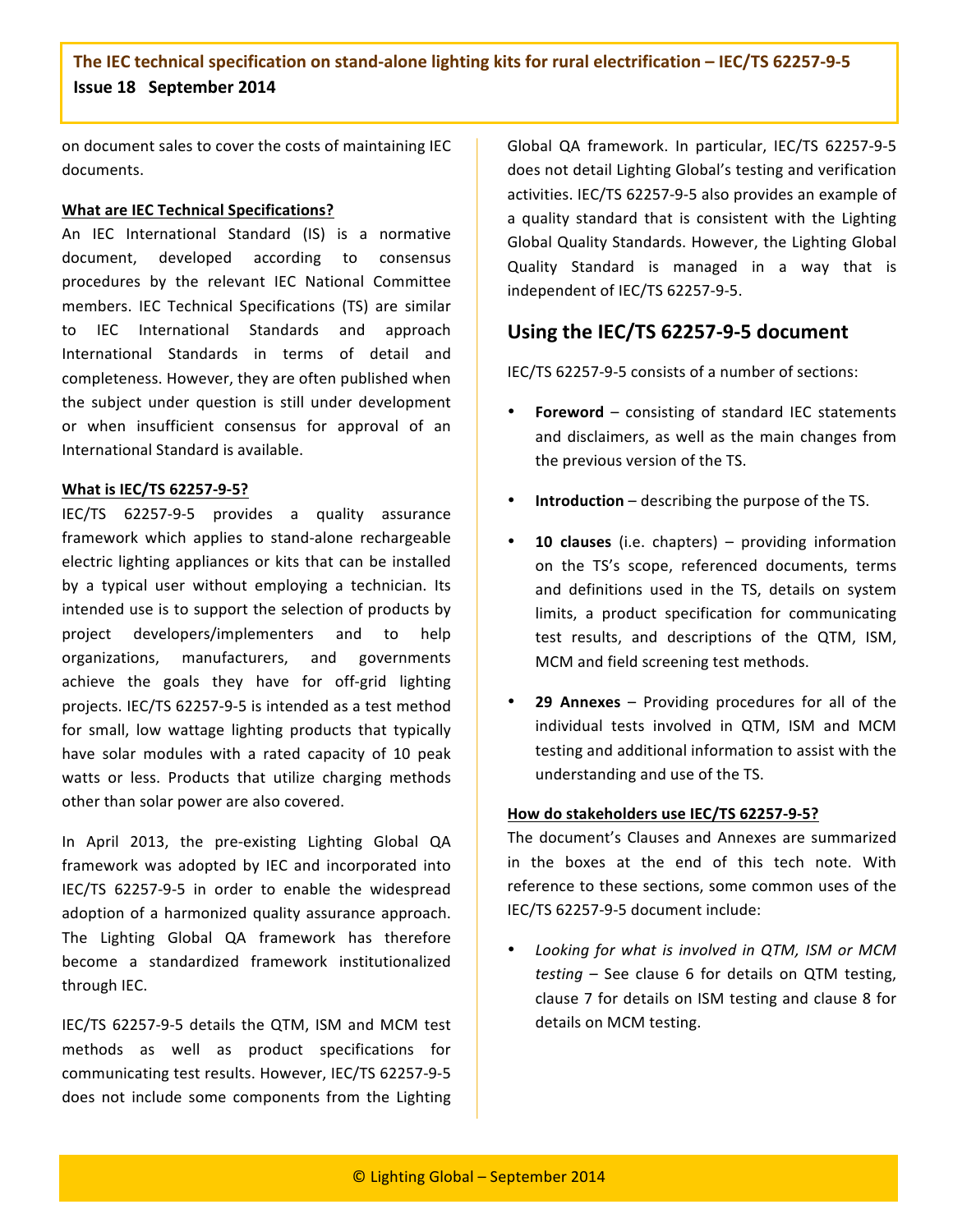on document sales to cover the costs of maintaining IEC documents.

**What are IEC Technical Specifications?**

An IEC International Standard (IS) is a normative document, developed according to consensus procedures by the relevant IEC National Committee members. IEC Technical Specifications (TS) are similar to IEC International Standards and approach International Standards in terms of detail and completeness. However, they are often published when the subject under question is still under development or when insufficient consensus for approval of an International Standard is available.

**What is IEC/TS 62257-9-5?**

IEC/TS 62257-9-5 provides a quality assurance framework which applies to stand-alone rechargeable electric lighting appliances or kits that can be installed by a typical user without employing a technician. Its intended use is to support the selection of products by project developers/implementers and to help organizations, manufacturers, and governments achieve the goals they have for off-grid lighting projects. IEC/TS 62257-9-5 is intended as a test method for small, low wattage lighting products that typically have solar modules with a rated capacity of 10 peak watts or less. Products that utilize charging methods other than solar power are also covered.

In April 2013, the pre-existing Lighting Global QA framework was adopted by IEC and incorporated into IEC/TS 62257-9-5 in order to enable the widespread adoption of a harmonized quality assurance approach. The Lighting Global QA framework has therefore become a standardized framework institutionalized through IEC.

IEC/TS 62257-9-5 details the QTM, ISM and MCM test methods as well as product specifications for communicating test results. However, IEC/TS 62257-9-5 does not include some components from the Lighting Global QA framework. In particular, IEC/TS 62257-9-5 does not detail Lighting Global's testing and verification activities. IEC/TS 62257-9-5 also provides an example of a quality standard that is consistent with the Lighting Global Quality Standards. However, the Lighting Global Quality Standard is managed in a way that is independent of IEC/TS 62257-9-5.

## Using the IEC/TS 62257-9-5 document

IEC/TS 62257-9-5 consists of a number of sections:

- **Foreword** – consisting of standard IEC statements and disclaimers, as well as the main changes from the previous version of the TS.
- **Introduction** – describing the purpose of the TS.
- **10 clauses** (i.e. chapters) – providing information on the TS's scope, referenced documents, terms and definitions used in the TS, details on system limits, a product specification for communicating test results, and descriptions of the QTM, ISM, MCM and field screening test methods.
- **29 Annexes** – Providing procedures for all of the individual tests involved in QTM, ISM and MCM testing and additional information to assist with the understanding and use of the TS.

**How do stakeholders use IEC/TS 62257-9-5?**

The document's Clauses and Annexes are summarized in the boxes at the end of this tech note. With reference to these sections, some common uses of the IEC/TS 62257-9-5 document include:

- *Looking for what is involved in QTM, ISM or MCM testing* – See clause 6 for details on QTM testing, clause 7 for details on ISM testing and clause 8 for details on MCM testing.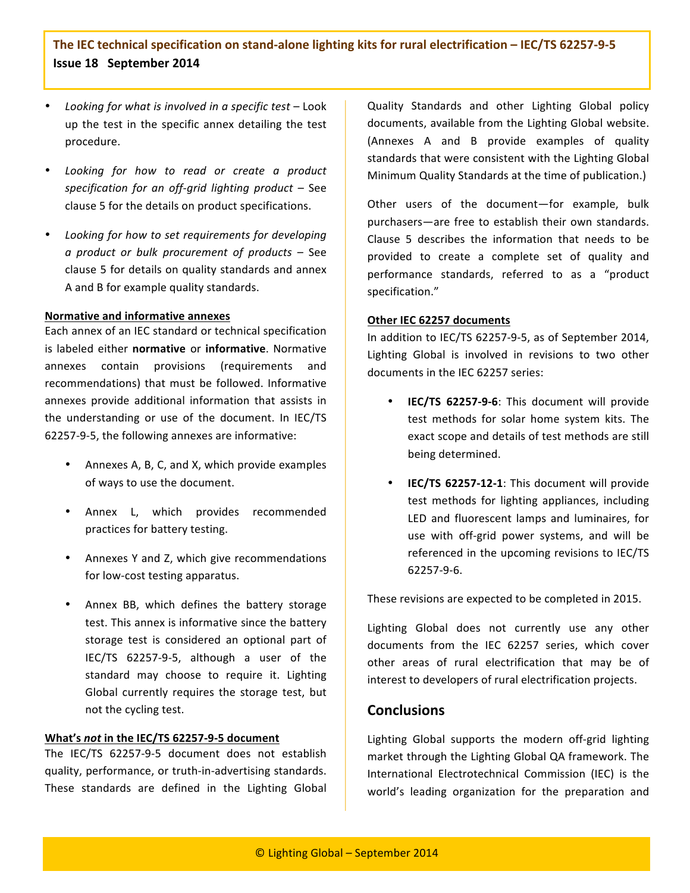- *Looking for what is involved in a specific test* – Look up the test in the specific annex detailing the test procedure.

- *Looking for how to read or create a product specification for an off-grid lighting product* – See clause 5 for the details on product specifications.

- *Looking for how to set requirements for developing a product or bulk procurement of products* – See clause 5 for details on quality standards and annex A and B for example quality standards.

**Normative and informative annexes**

Each annex of an IEC standard or technical specification is labeled either **normative** or **informative**. Normative annexes contain provisions (requirements and recommendations) that must be followed. Informative annexes provide additional information that assists in the understanding or use of the document. In IEC/TS 62257-9-5, the following annexes are informative:

- Annexes A, B, C, and X, which provide examples of ways to use the document.
- Annex L, which provides recommended practices for battery testing.
- Annexes Y and Z, which give recommendations for low-cost testing apparatus.
- Annex BB, which defines the battery storage test. This annex is informative since the battery storage test is considered an optional part of IEC/TS 62257-9-5, although a user of the standard may choose to require it. Lighting Global currently requires the storage test, but not the cycling test.

**What's *not* in the IEC/TS 62257-9-5 document**

The IEC/TS 62257-9-5 document does not establish quality, performance, or truth-in-advertising standards. These standards are defined in the Lighting Global Quality Standards and other Lighting Global policy documents, available from the Lighting Global website. (Annexes A and B provide examples of quality standards that were consistent with the Lighting Global Minimum Quality Standards at the time of publication.)

Other users of the document—for example, bulk purchasers—are free to establish their own standards. Clause 5 describes the information that needs to be provided to create a complete set of quality and performance standards, referred to as a "product specification."

**Other IEC 62257 documents**

In addition to IEC/TS 62257-9-5, as of September 2014, Lighting Global is involved in revisions to two other documents in the IEC 62257 series:

- **IEC/TS 62257-9-6**: This document will provide test methods for solar home system kits. The exact scope and details of test methods are still being determined.
- **IEC/TS 62257-12-1**: This document will provide test methods for lighting appliances, including LED and fluorescent lamps and luminaires, for use with off-grid power systems, and will be referenced in the upcoming revisions to IEC/TS 62257-9-6.

These revisions are expected to be completed in 2015.

Lighting Global does not currently use any other documents from the IEC 62257 series, which cover other areas of rural electrification that may be of interest to developers of rural electrification projects.

## Conclusions

Lighting Global supports the modern off-grid lighting market through the Lighting Global QA framework. The International Electrotechnical Commission (IEC) is the world's leading organization for the preparation and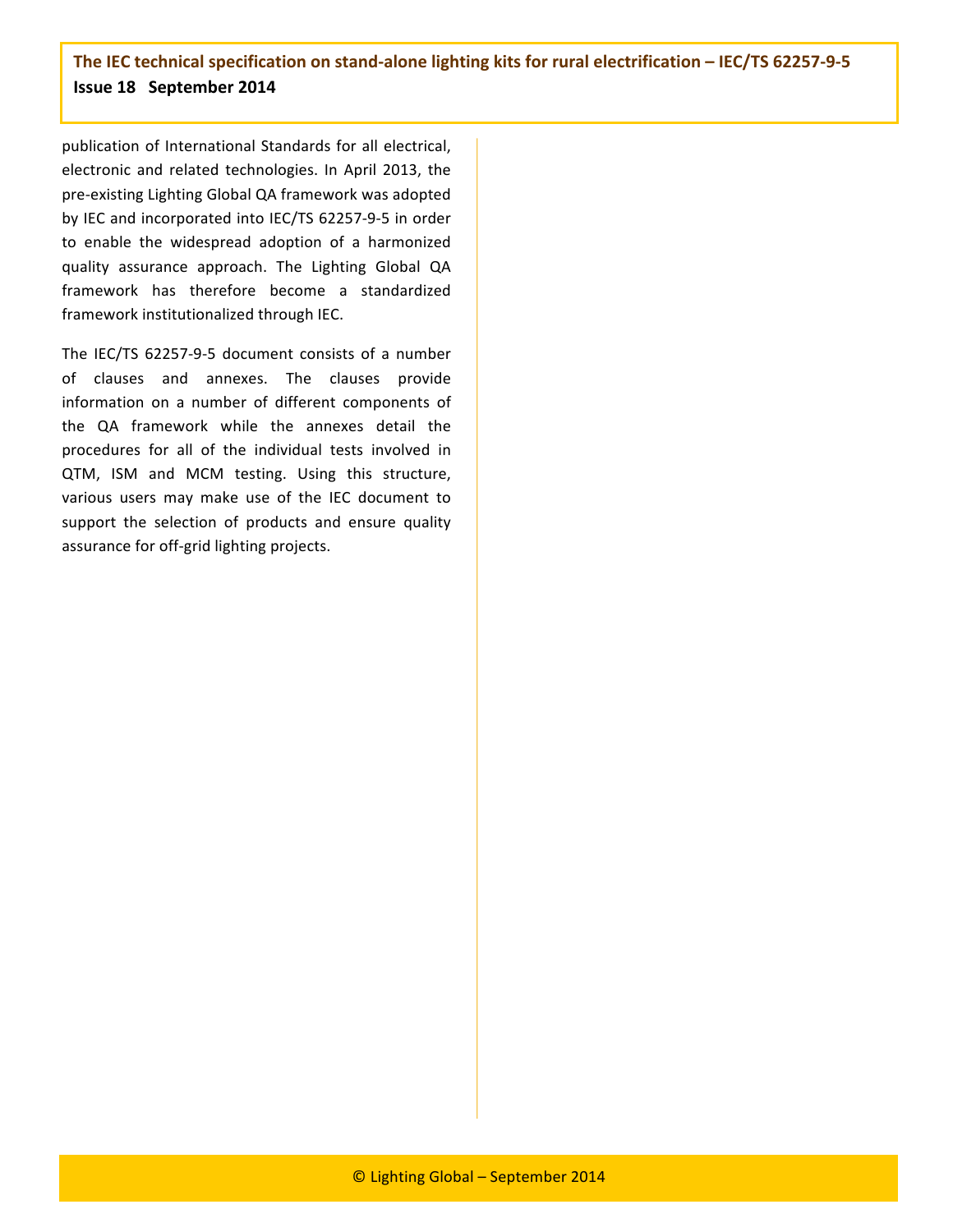publication of International Standards for all electrical, electronic and related technologies. In April 2013, the pre-existing Lighting Global QA framework was adopted by IEC and incorporated into IEC/TS 62257-9-5 in order to enable the widespread adoption of a harmonized quality assurance approach. The Lighting Global QA framework has therefore become a standardized framework institutionalized through IEC.

The IEC/TS 62257-9-5 document consists of a number of clauses and annexes. The clauses provide information on a number of different components of the QA framework while the annexes detail the procedures for all of the individual tests involved in QTM, ISM and MCM testing. Using this structure, various users may make use of the IEC document to support the selection of products and ensure quality assurance for off-grid lighting projects.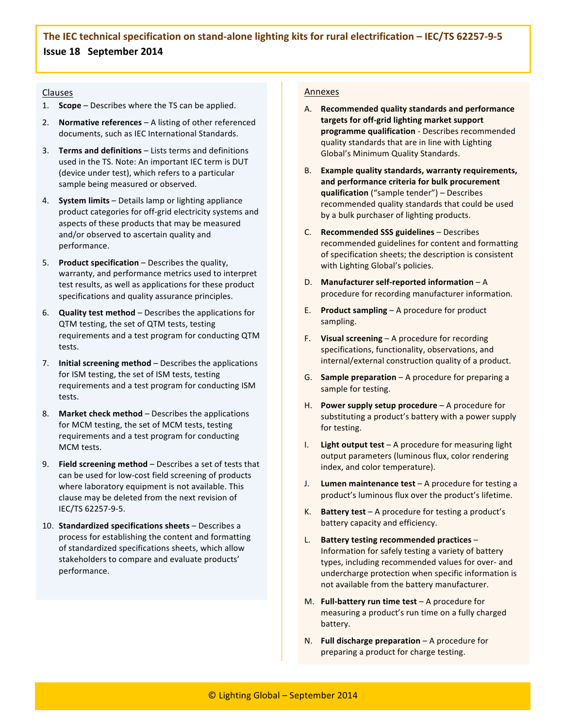**The IEC technical specification on stand-alone lighting kits for rural electrification – IEC/TS 62257-9-5**
**Issue 18 September 2014**

Clauses

1. **Scope** – Describes where the TS can be applied.
2. **Normative references** – A listing of other referenced documents, such as IEC International Standards.
3. **Terms and definitions** – Lists terms and definitions used in the TS. Note: An important IEC term is DUT (device under test), which refers to a particular sample being measured or observed.
4. **System limits** – Details lamp or lighting appliance product categories for off-grid electricity systems and aspects of these products that may be measured and/or observed to ascertain quality and performance.
5. **Product specification** – Describes the quality, warranty, and performance metrics used to interpret test results, as well as applications for these product specifications and quality assurance principles.
6. **Quality test method** – Describes the applications for QTM testing, the set of QTM tests, testing requirements and a test program for conducting QTM tests.
7. **Initial screening method** – Describes the applications for ISM testing, the set of ISM tests, testing requirements and a test program for conducting ISM tests.
8. **Market check method** – Describes the applications for MCM testing, the set of MCM tests, testing requirements and a test program for conducting MCM tests.
9. **Field screening method** – Describes a set of tests that can be used for low-cost field screening of products where laboratory equipment is not available. This clause may be deleted from the next revision of IEC/TS 62257-9-5.
10. **Standardized specifications sheets** – Describes a process for establishing the content and formatting of standardized specifications sheets, which allow stakeholders to compare and evaluate products' performance.

Annexes

A. **Recommended quality standards and performance targets for off-grid lighting market support programme qualification** - Describes recommended quality standards that are in line with Lighting Global's Minimum Quality Standards.

B. **Example quality standards, warranty requirements, and performance criteria for bulk procurement qualification** ("sample tender") – Describes recommended quality standards that could be used by a bulk purchaser of lighting products.

C. **Recommended SSS guidelines** – Describes recommended guidelines for content and formatting of specification sheets; the description is consistent with Lighting Global's policies.

D. **Manufacturer self-reported information** – A procedure for recording manufacturer information.

E. **Product sampling** – A procedure for product sampling.

F. **Visual screening** – A procedure for recording specifications, functionality, observations, and internal/external construction quality of a product.

G. **Sample preparation** – A procedure for preparing a sample for testing.

H. **Power supply setup procedure** – A procedure for substituting a product's battery with a power supply for testing.

I. **Light output test** – A procedure for measuring light output parameters (luminous flux, color rendering index, and color temperature).

J. **Lumen maintenance test** – A procedure for testing a product's luminous flux over the product's lifetime.

K. **Battery test** – A procedure for testing a product's battery capacity and efficiency.

L. **Battery testing recommended practices** – Information for safely testing a variety of battery types, including recommended values for over- and undercharge protection when specific information is not available from the battery manufacturer.

M. **Full-battery run time test** – A procedure for measuring a product's run time on a fully charged battery.

N. **Full discharge preparation** – A procedure for preparing a product for charge testing.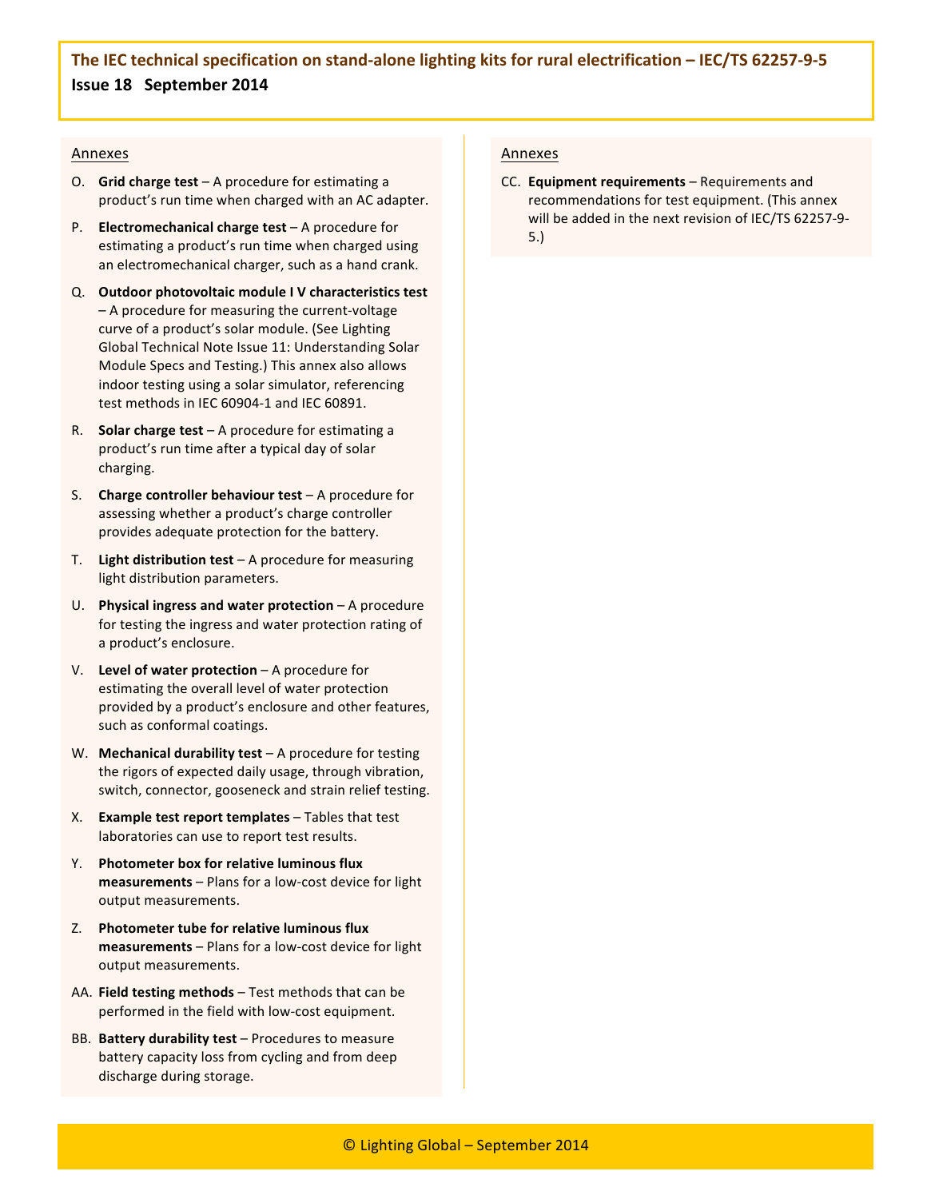Annexes

O. **Grid charge test** – A procedure for estimating a product's run time when charged with an AC adapter.

P. **Electromechanical charge test** – A procedure for estimating a product's run time when charged using an electromechanical charger, such as a hand crank.

Q. **Outdoor photovoltaic module I V characteristics test** – A procedure for measuring the current-voltage curve of a product's solar module. (See Lighting Global Technical Note Issue 11: Understanding Solar Module Specs and Testing.) This annex also allows indoor testing using a solar simulator, referencing test methods in IEC 60904-1 and IEC 60891.

R. **Solar charge test** – A procedure for estimating a product's run time after a typical day of solar charging.

S. **Charge controller behaviour test** – A procedure for assessing whether a product's charge controller provides adequate protection for the battery.

T. **Light distribution test** – A procedure for measuring light distribution parameters.

U. **Physical ingress and water protection** – A procedure for testing the ingress and water protection rating of a product's enclosure.

V. **Level of water protection** – A procedure for estimating the overall level of water protection provided by a product's enclosure and other features, such as conformal coatings.

W. **Mechanical durability test** – A procedure for testing the rigors of expected daily usage, through vibration, switch, connector, gooseneck and strain relief testing.

X. **Example test report templates** – Tables that test laboratories can use to report test results.

Y. **Photometer box for relative luminous flux measurements** – Plans for a low-cost device for light output measurements.

Z. **Photometer tube for relative luminous flux measurements** – Plans for a low-cost device for light output measurements.

AA. **Field testing methods** – Test methods that can be performed in the field with low-cost equipment.

BB. **Battery durability test** – Procedures to measure battery capacity loss from cycling and from deep discharge during storage.

Annexes

CC. **Equipment requirements** – Requirements and recommendations for test equipment. (This annex will be added in the next revision of IEC/TS 62257-9-5.)